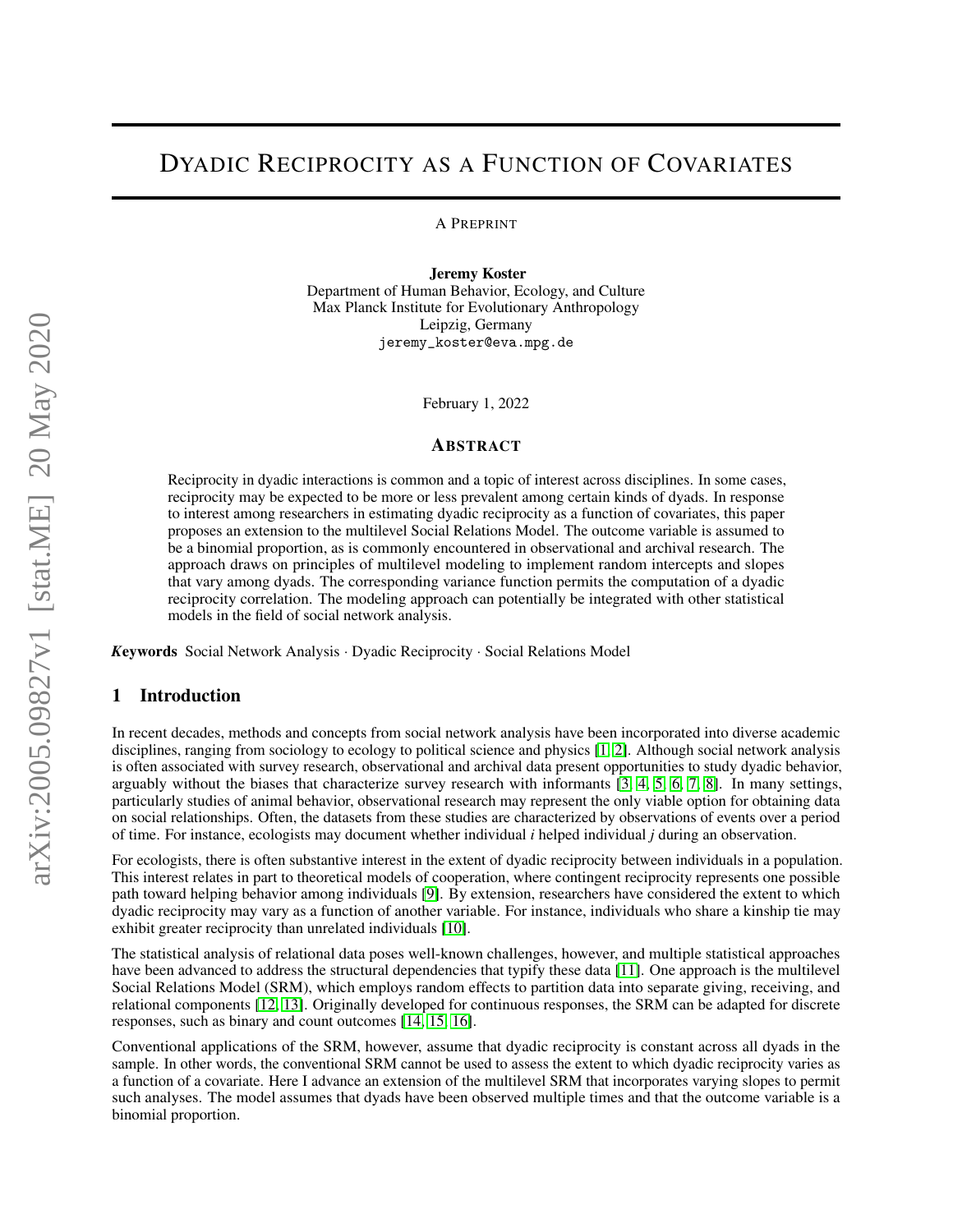# DYADIC RECIPROCITY AS A FUNCTION OF COVARIATES

A PREPRINT

**Jeremy Koster**
Department of Human Behavior, Ecology, and Culture
Max Planck Institute for Evolutionary Anthropology
Leipzig, Germany
jeremy_koster@eva.mpg.de

February 1, 2022

## ABSTRACT

Reciprocity in dyadic interactions is common and a topic of interest across disciplines. In some cases, reciprocity may be expected to be more or less prevalent among certain kinds of dyads. In response to interest among researchers in estimating dyadic reciprocity as a function of covariates, this paper proposes an extension to the multilevel Social Relations Model. The outcome variable is assumed to be a binomial proportion, as is commonly encountered in observational and archival research. The approach draws on principles of multilevel modeling to implement random intercepts and slopes that vary among dyads. The corresponding variance function permits the computation of a dyadic reciprocity correlation. The modeling approach can potentially be integrated with other statistical models in the field of social network analysis.

***Keywords*** Social Network Analysis · Dyadic Reciprocity · Social Relations Model

## 1 Introduction

In recent decades, methods and concepts from social network analysis have been incorporated into diverse academic disciplines, ranging from sociology to ecology to political science and physics [1, 2]. Although social network analysis is often associated with survey research, observational and archival data present opportunities to study dyadic behavior, arguably without the biases that characterize survey research with informants [3, 4, 5, 6, 7, 8]. In many settings, particularly studies of animal behavior, observational research may represent the only viable option for obtaining data on social relationships. Often, the datasets from these studies are characterized by observations of events over a period of time. For instance, ecologists may document whether individual *i* helped individual *j* during an observation.

For ecologists, there is often substantive interest in the extent of dyadic reciprocity between individuals in a population. This interest relates in part to theoretical models of cooperation, where contingent reciprocity represents one possible path toward helping behavior among individuals [9]. By extension, researchers have considered the extent to which dyadic reciprocity may vary as a function of another variable. For instance, individuals who share a kinship tie may exhibit greater reciprocity than unrelated individuals [10].

The statistical analysis of relational data poses well-known challenges, however, and multiple statistical approaches have been advanced to address the structural dependencies that typify these data [11]. One approach is the multilevel Social Relations Model (SRM), which employs random effects to partition data into separate giving, receiving, and relational components [12, 13]. Originally developed for continuous responses, the SRM can be adapted for discrete responses, such as binary and count outcomes [14, 15, 16].

Conventional applications of the SRM, however, assume that dyadic reciprocity is constant across all dyads in the sample. In other words, the conventional SRM cannot be used to assess the extent to which dyadic reciprocity varies as a function of a covariate. Here I advance an extension of the multilevel SRM that incorporates varying slopes to permit such analyses. The model assumes that dyads have been observed multiple times and that the outcome variable is a binomial proportion.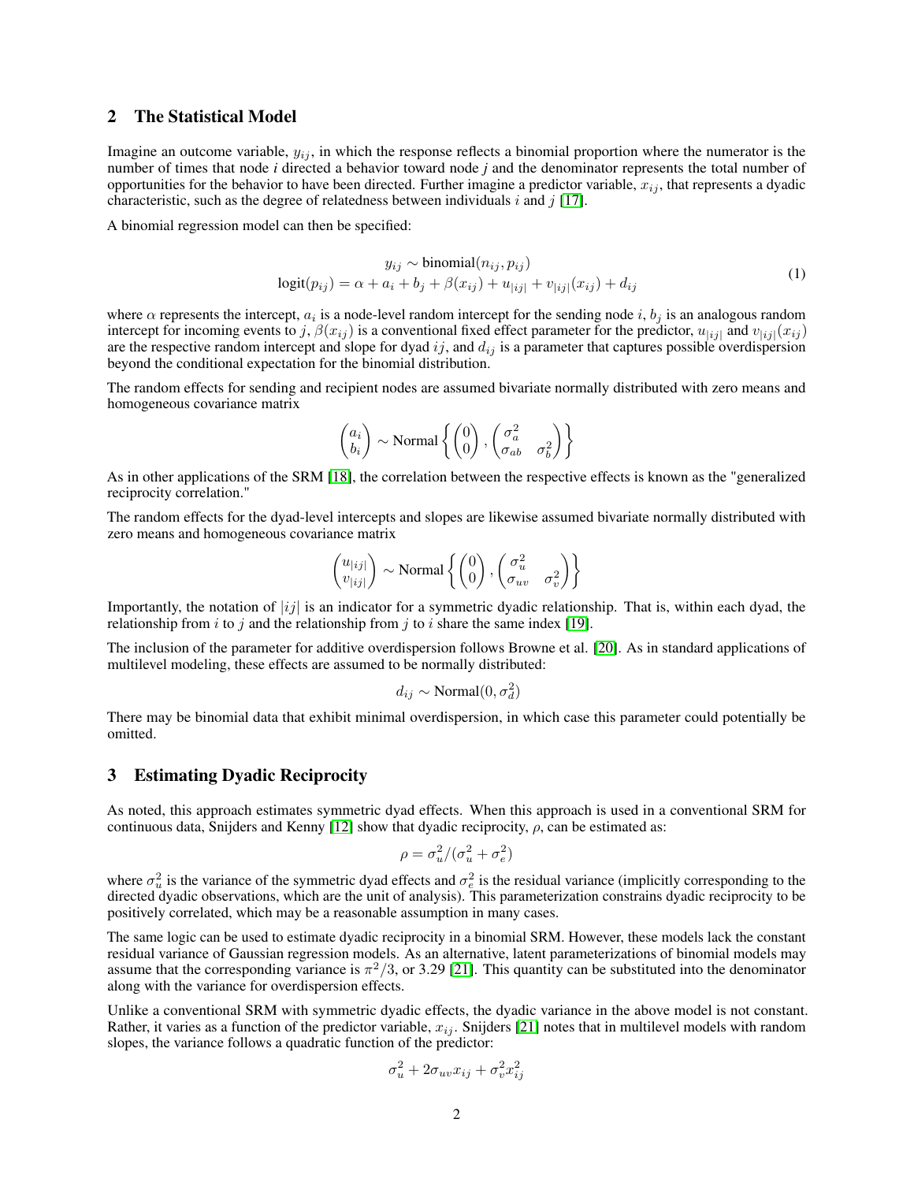## 2 The Statistical Model

Imagine an outcome variable, $y_{ij}$, in which the response reflects a binomial proportion where the numerator is the number of times that node *i* directed a behavior toward node *j* and the denominator represents the total number of opportunities for the behavior to have been directed. Further imagine a predictor variable, $x_{ij}$, that represents a dyadic characteristic, such as the degree of relatedness between individuals $i$ and $j$ [17].

A binomial regression model can then be specified:

$$
\begin{aligned}
y_{ij} &\sim \text{binomial}(n_{ij}, p_{ij}) \\
\text{logit}(p_{ij}) &= \alpha + a_i + b_j + \beta(x_{ij}) + u_{|ij|} + v_{|ij|}(x_{ij}) + d_{ij}
\end{aligned}
\tag{1}
$$

where $\alpha$ represents the intercept, $a_i$ is a node-level random intercept for the sending node $i$, $b_j$ is an analogous random intercept for incoming events to $j$, $\beta(x_{ij})$ is a conventional fixed effect parameter for the predictor, $u_{|ij|}$ and $v_{|ij|}(x_{ij})$ are the respective random intercept and slope for dyad $ij$, and $d_{ij}$ is a parameter that captures possible overdispersion beyond the conditional expectation for the binomial distribution.

The random effects for sending and recipient nodes are assumed bivariate normally distributed with zero means and homogeneous covariance matrix

$$
\begin{pmatrix} a_i \\ b_i \end{pmatrix} \sim \text{Normal}\left\{ \begin{pmatrix} 0 \\ 0 \end{pmatrix}, \begin{pmatrix} \sigma_a^2 & \\ \sigma_{ab} & \sigma_b^2 \end{pmatrix} \right\}
$$

As in other applications of the SRM [18], the correlation between the respective effects is known as the "generalized reciprocity correlation."

The random effects for the dyad-level intercepts and slopes are likewise assumed bivariate normally distributed with zero means and homogeneous covariance matrix

$$
\begin{pmatrix} u_{|ij|} \\ v_{|ij|} \end{pmatrix} \sim \text{Normal}\left\{ \begin{pmatrix} 0 \\ 0 \end{pmatrix}, \begin{pmatrix} \sigma_u^2 & \\ \sigma_{uv} & \sigma_v^2 \end{pmatrix} \right\}
$$

Importantly, the notation of $|ij|$ is an indicator for a symmetric dyadic relationship. That is, within each dyad, the relationship from $i$ to $j$ and the relationship from $j$ to $i$ share the same index [19].

The inclusion of the parameter for additive overdispersion follows Browne et al. [20]. As in standard applications of multilevel modeling, these effects are assumed to be normally distributed:

$$
d_{ij} \sim \text{Normal}(0, \sigma_d^2)
$$

There may be binomial data that exhibit minimal overdispersion, in which case this parameter could potentially be omitted.

## 3 Estimating Dyadic Reciprocity

As noted, this approach estimates symmetric dyad effects. When this approach is used in a conventional SRM for continuous data, Snijders and Kenny [12] show that dyadic reciprocity, $\rho$, can be estimated as:

$$
\rho = \sigma_u^2 / (\sigma_u^2 + \sigma_e^2)
$$

where $\sigma_u^2$ is the variance of the symmetric dyad effects and $\sigma_e^2$ is the residual variance (implicitly corresponding to the directed dyadic observations, which are the unit of analysis). This parameterization constrains dyadic reciprocity to be positively correlated, which may be a reasonable assumption in many cases.

The same logic can be used to estimate dyadic reciprocity in a binomial SRM. However, these models lack the constant residual variance of Gaussian regression models. As an alternative, latent parameterizations of binomial models may assume that the corresponding variance is $\pi^2/3$, or 3.29 [21]. This quantity can be substituted into the denominator along with the variance for overdispersion effects.

Unlike a conventional SRM with symmetric dyadic effects, the dyadic variance in the above model is not constant. Rather, it varies as a function of the predictor variable, $x_{ij}$. Snijders [21] notes that in multilevel models with random slopes, the variance follows a quadratic function of the predictor:

$$
\sigma_u^2 + 2\sigma_{uv}x_{ij} + \sigma_v^2 x_{ij}^2
$$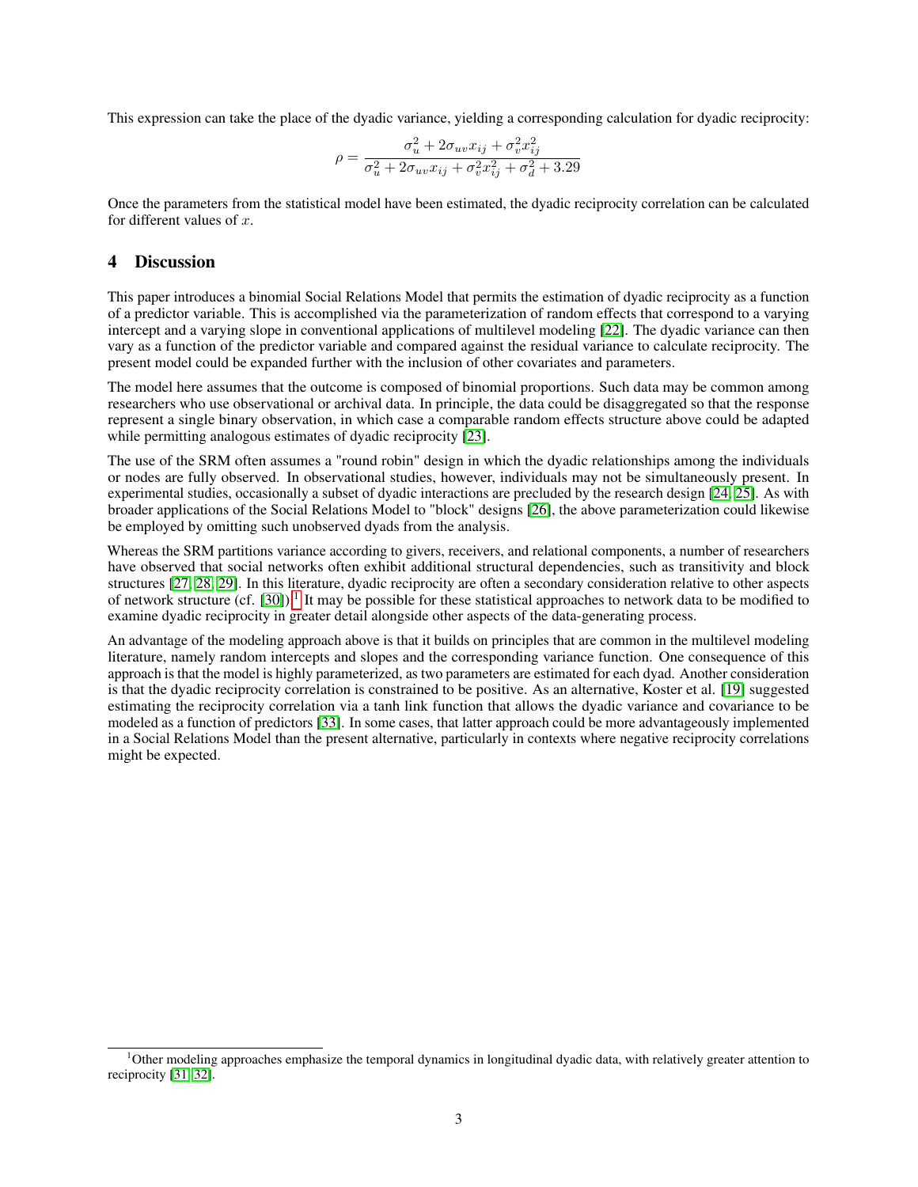This expression can take the place of the dyadic variance, yielding a corresponding calculation for dyadic reciprocity:

$$\rho = \frac{\sigma_u^2 + 2\sigma_{uv}x_{ij} + \sigma_v^2 x_{ij}^2}{\sigma_u^2 + 2\sigma_{uv}x_{ij} + \sigma_v^2 x_{ij}^2 + \sigma_d^2 + 3.29}$$

Once the parameters from the statistical model have been estimated, the dyadic reciprocity correlation can be calculated for different values of $x$.

## 4 Discussion

This paper introduces a binomial Social Relations Model that permits the estimation of dyadic reciprocity as a function of a predictor variable. This is accomplished via the parameterization of random effects that correspond to a varying intercept and a varying slope in conventional applications of multilevel modeling [22]. The dyadic variance can then vary as a function of the predictor variable and compared against the residual variance to calculate reciprocity. The present model could be expanded further with the inclusion of other covariates and parameters.

The model here assumes that the outcome is composed of binomial proportions. Such data may be common among researchers who use observational or archival data. In principle, the data could be disaggregated so that the response represent a single binary observation, in which case a comparable random effects structure above could be adapted while permitting analogous estimates of dyadic reciprocity [23].

The use of the SRM often assumes a "round robin" design in which the dyadic relationships among the individuals or nodes are fully observed. In observational studies, however, individuals may not be simultaneously present. In experimental studies, occasionally a subset of dyadic interactions are precluded by the research design [24, 25]. As with broader applications of the Social Relations Model to "block" designs [26], the above parameterization could likewise be employed by omitting such unobserved dyads from the analysis.

Whereas the SRM partitions variance according to givers, receivers, and relational components, a number of researchers have observed that social networks often exhibit additional structural dependencies, such as transitivity and block structures [27, 28, 29]. In this literature, dyadic reciprocity are often a secondary consideration relative to other aspects of network structure (cf. [30]).[1] It may be possible for these statistical approaches to network data to be modified to examine dyadic reciprocity in greater detail alongside other aspects of the data-generating process.

An advantage of the modeling approach above is that it builds on principles that are common in the multilevel modeling literature, namely random intercepts and slopes and the corresponding variance function. One consequence of this approach is that the model is highly parameterized, as two parameters are estimated for each dyad. Another consideration is that the dyadic reciprocity correlation is constrained to be positive. As an alternative, Koster et al. [19] suggested estimating the reciprocity correlation via a tanh link function that allows the dyadic variance and covariance to be modeled as a function of predictors [33]. In some cases, that latter approach could be more advantageously implemented in a Social Relations Model than the present alternative, particularly in contexts where negative reciprocity correlations might be expected.

[1] Other modeling approaches emphasize the temporal dynamics in longitudinal dyadic data, with relatively greater attention to reciprocity [31, 32].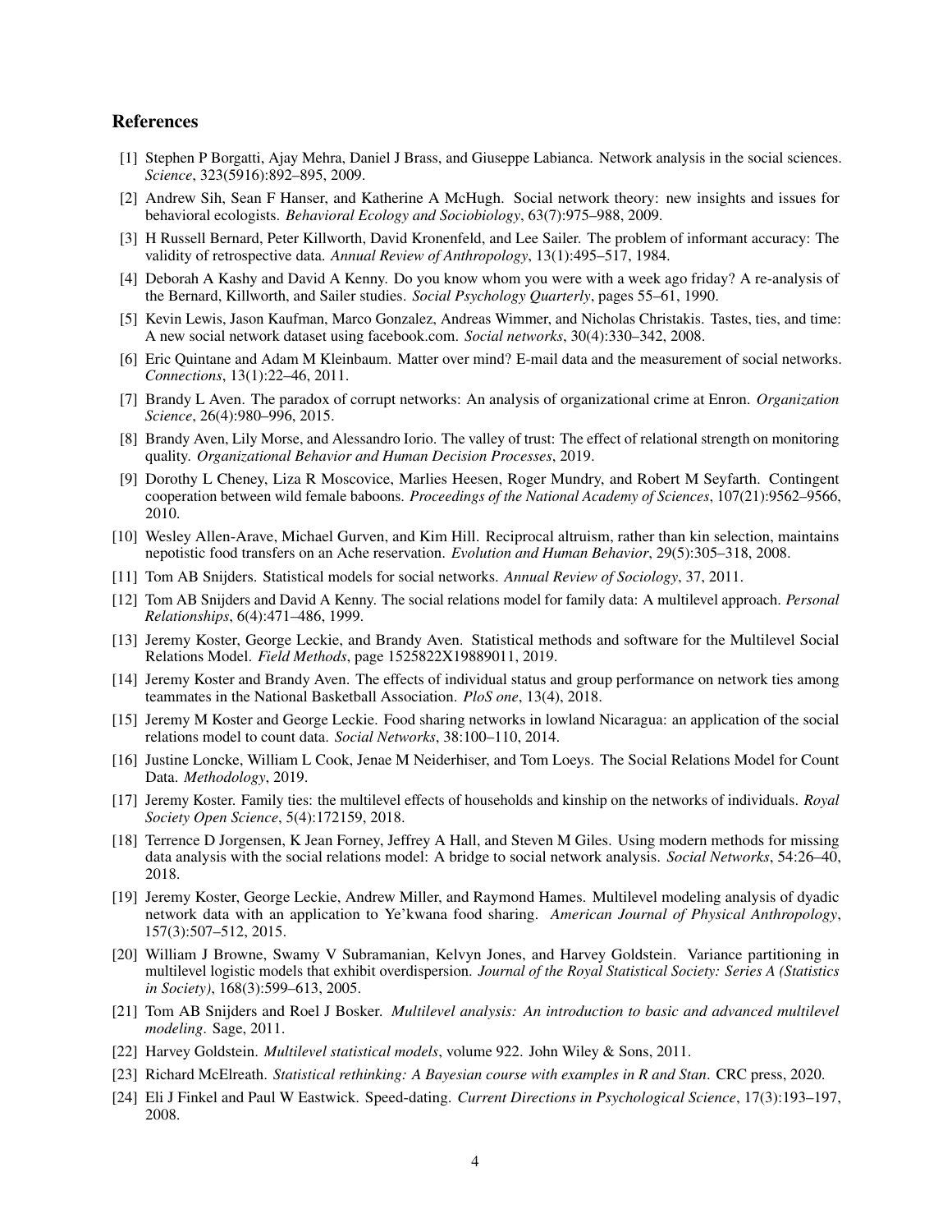## References

[1] Stephen P Borgatti, Ajay Mehra, Daniel J Brass, and Giuseppe Labianca. Network analysis in the social sciences. *Science*, 323(5916):892–895, 2009.

[2] Andrew Sih, Sean F Hanser, and Katherine A McHugh. Social network theory: new insights and issues for behavioral ecologists. *Behavioral Ecology and Sociobiology*, 63(7):975–988, 2009.

[3] H Russell Bernard, Peter Killworth, David Kronenfeld, and Lee Sailer. The problem of informant accuracy: The validity of retrospective data. *Annual Review of Anthropology*, 13(1):495–517, 1984.

[4] Deborah A Kashy and David A Kenny. Do you know whom you were with a week ago friday? A re-analysis of the Bernard, Killworth, and Sailer studies. *Social Psychology Quarterly*, pages 55–61, 1990.

[5] Kevin Lewis, Jason Kaufman, Marco Gonzalez, Andreas Wimmer, and Nicholas Christakis. Tastes, ties, and time: A new social network dataset using facebook.com. *Social networks*, 30(4):330–342, 2008.

[6] Eric Quintane and Adam M Kleinbaum. Matter over mind? E-mail data and the measurement of social networks. *Connections*, 13(1):22–46, 2011.

[7] Brandy L Aven. The paradox of corrupt networks: An analysis of organizational crime at Enron. *Organization Science*, 26(4):980–996, 2015.

[8] Brandy Aven, Lily Morse, and Alessandro Iorio. The valley of trust: The effect of relational strength on monitoring quality. *Organizational Behavior and Human Decision Processes*, 2019.

[9] Dorothy L Cheney, Liza R Moscovice, Marlies Heesen, Roger Mundry, and Robert M Seyfarth. Contingent cooperation between wild female baboons. *Proceedings of the National Academy of Sciences*, 107(21):9562–9566, 2010.

[10] Wesley Allen-Arave, Michael Gurven, and Kim Hill. Reciprocal altruism, rather than kin selection, maintains nepotistic food transfers on an Ache reservation. *Evolution and Human Behavior*, 29(5):305–318, 2008.

[11] Tom AB Snijders. Statistical models for social networks. *Annual Review of Sociology*, 37, 2011.

[12] Tom AB Snijders and David A Kenny. The social relations model for family data: A multilevel approach. *Personal Relationships*, 6(4):471–486, 1999.

[13] Jeremy Koster, George Leckie, and Brandy Aven. Statistical methods and software for the Multilevel Social Relations Model. *Field Methods*, page 1525822X19889011, 2019.

[14] Jeremy Koster and Brandy Aven. The effects of individual status and group performance on network ties among teammates in the National Basketball Association. *PloS one*, 13(4), 2018.

[15] Jeremy M Koster and George Leckie. Food sharing networks in lowland Nicaragua: an application of the social relations model to count data. *Social Networks*, 38:100–110, 2014.

[16] Justine Loncke, William L Cook, Jenae M Neiderhiser, and Tom Loeys. The Social Relations Model for Count Data. *Methodology*, 2019.

[17] Jeremy Koster. Family ties: the multilevel effects of households and kinship on the networks of individuals. *Royal Society Open Science*, 5(4):172159, 2018.

[18] Terrence D Jorgensen, K Jean Forney, Jeffrey A Hall, and Steven M Giles. Using modern methods for missing data analysis with the social relations model: A bridge to social network analysis. *Social Networks*, 54:26–40, 2018.

[19] Jeremy Koster, George Leckie, Andrew Miller, and Raymond Hames. Multilevel modeling analysis of dyadic network data with an application to Ye'kwana food sharing. *American Journal of Physical Anthropology*, 157(3):507–512, 2015.

[20] William J Browne, Swamy V Subramanian, Kelvyn Jones, and Harvey Goldstein. Variance partitioning in multilevel logistic models that exhibit overdispersion. *Journal of the Royal Statistical Society: Series A (Statistics in Society)*, 168(3):599–613, 2005.

[21] Tom AB Snijders and Roel J Bosker. *Multilevel analysis: An introduction to basic and advanced multilevel modeling*. Sage, 2011.

[22] Harvey Goldstein. *Multilevel statistical models*, volume 922. John Wiley & Sons, 2011.

[23] Richard McElreath. *Statistical rethinking: A Bayesian course with examples in R and Stan*. CRC press, 2020.

[24] Eli J Finkel and Paul W Eastwick. Speed-dating. *Current Directions in Psychological Science*, 17(3):193–197, 2008.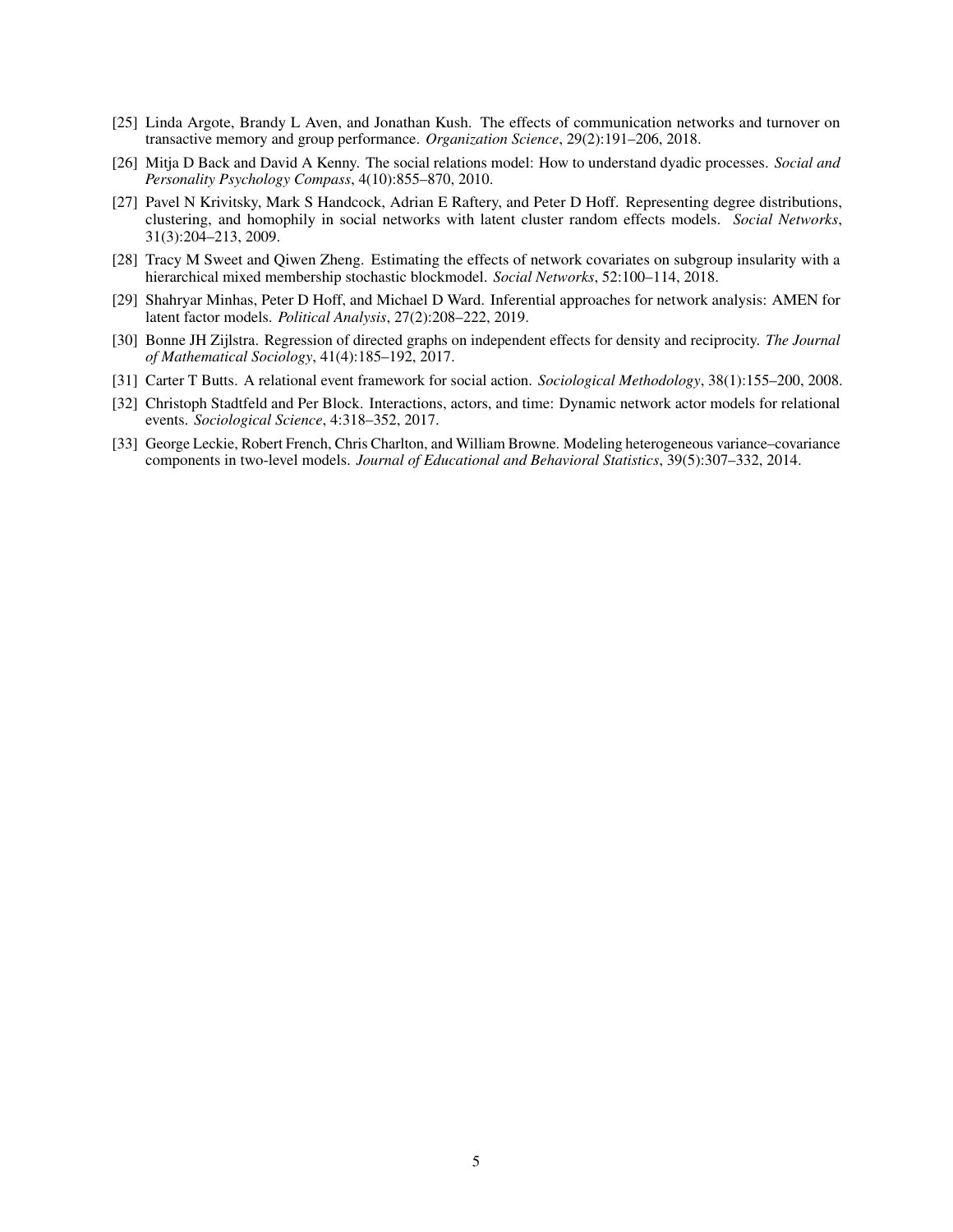[25] Linda Argote, Brandy L Aven, and Jonathan Kush. The effects of communication networks and turnover on transactive memory and group performance. *Organization Science*, 29(2):191–206, 2018.

[26] Mitja D Back and David A Kenny. The social relations model: How to understand dyadic processes. *Social and Personality Psychology Compass*, 4(10):855–870, 2010.

[27] Pavel N Krivitsky, Mark S Handcock, Adrian E Raftery, and Peter D Hoff. Representing degree distributions, clustering, and homophily in social networks with latent cluster random effects models. *Social Networks*, 31(3):204–213, 2009.

[28] Tracy M Sweet and Qiwen Zheng. Estimating the effects of network covariates on subgroup insularity with a hierarchical mixed membership stochastic blockmodel. *Social Networks*, 52:100–114, 2018.

[29] Shahryar Minhas, Peter D Hoff, and Michael D Ward. Inferential approaches for network analysis: AMEN for latent factor models. *Political Analysis*, 27(2):208–222, 2019.

[30] Bonne JH Zijlstra. Regression of directed graphs on independent effects for density and reciprocity. *The Journal of Mathematical Sociology*, 41(4):185–192, 2017.

[31] Carter T Butts. A relational event framework for social action. *Sociological Methodology*, 38(1):155–200, 2008.

[32] Christoph Stadtfeld and Per Block. Interactions, actors, and time: Dynamic network actor models for relational events. *Sociological Science*, 4:318–352, 2017.

[33] George Leckie, Robert French, Chris Charlton, and William Browne. Modeling heterogeneous variance–covariance components in two-level models. *Journal of Educational and Behavioral Statistics*, 39(5):307–332, 2014.